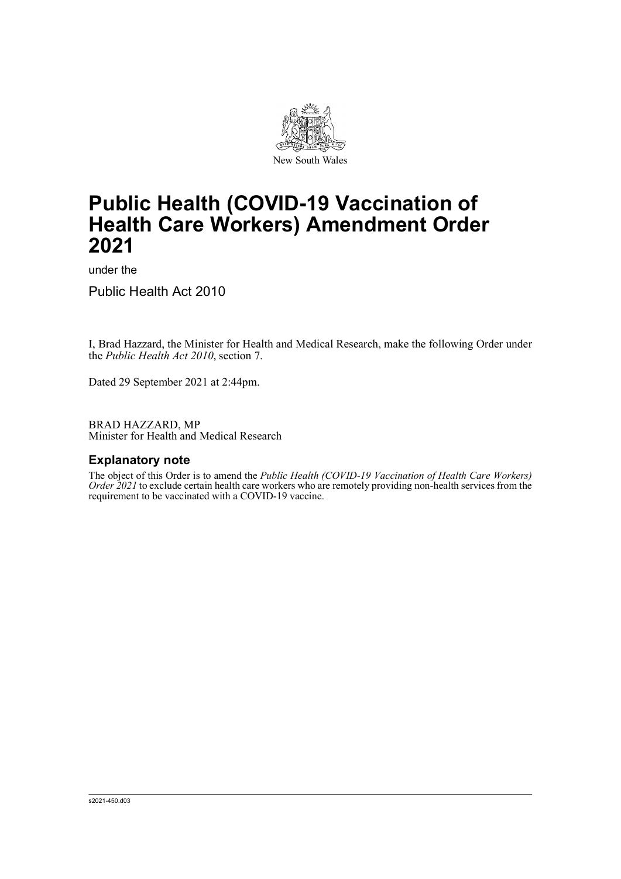New South Wales

# Public Health (COVID-19 Vaccination of Health Care Workers) Amendment Order 2021

under the

Public Health Act 2010

I, Brad Hazzard, the Minister for Health and Medical Research, make the following Order under the *Public Health Act 2010*, section 7.

Dated 29 September 2021 at 2:44pm.

BRAD HAZZARD, MP
Minister for Health and Medical Research

## Explanatory note

The object of this Order is to amend the *Public Health (COVID-19 Vaccination of Health Care Workers) Order 2021* to exclude certain health care workers who are remotely providing non-health services from the requirement to be vaccinated with a COVID-19 vaccine.

s2021-450.d03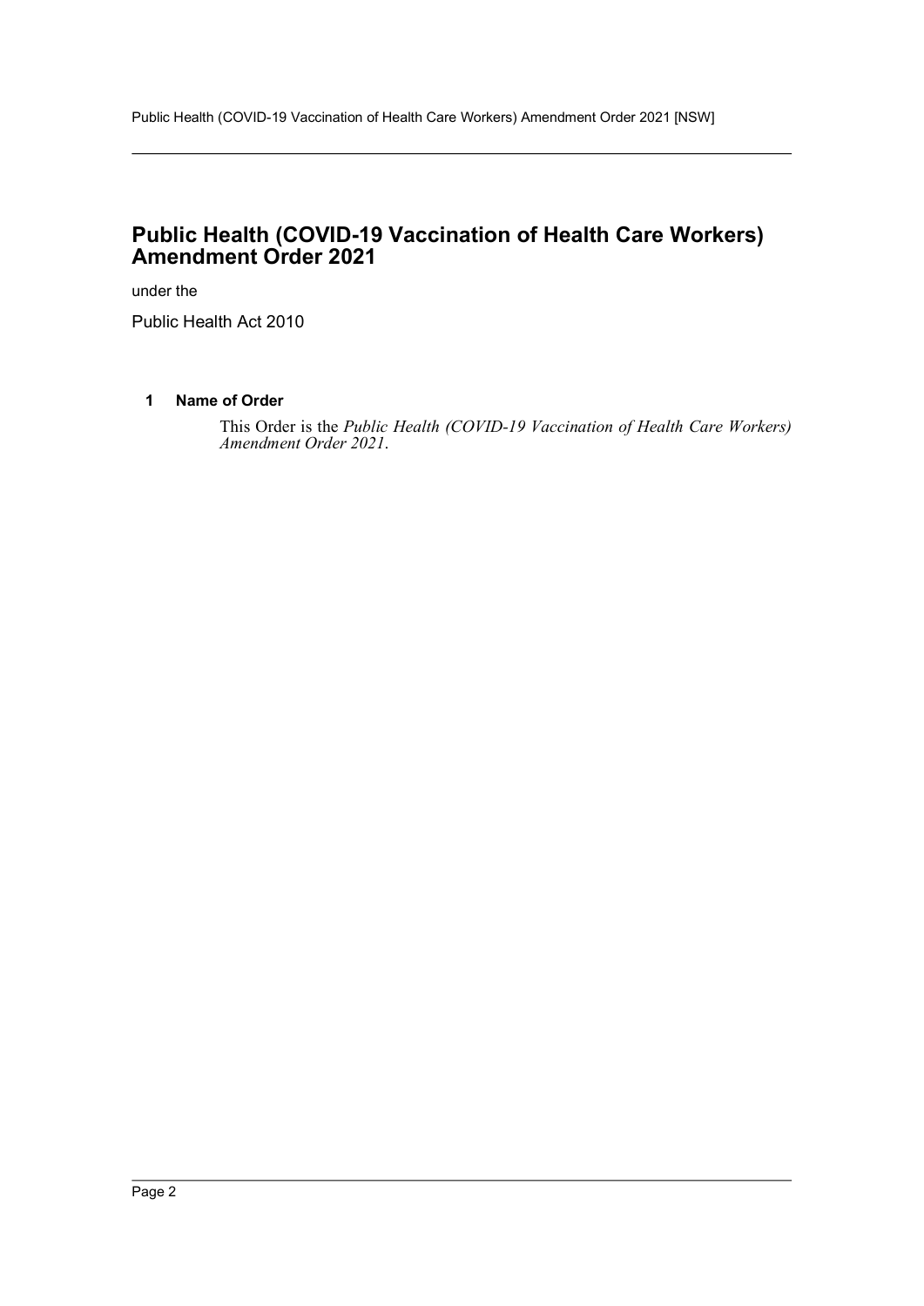# Public Health (COVID-19 Vaccination of Health Care Workers) Amendment Order 2021

under the

Public Health Act 2010

### 1 Name of Order

This Order is the *Public Health (COVID-19 Vaccination of Health Care Workers) Amendment Order 2021*.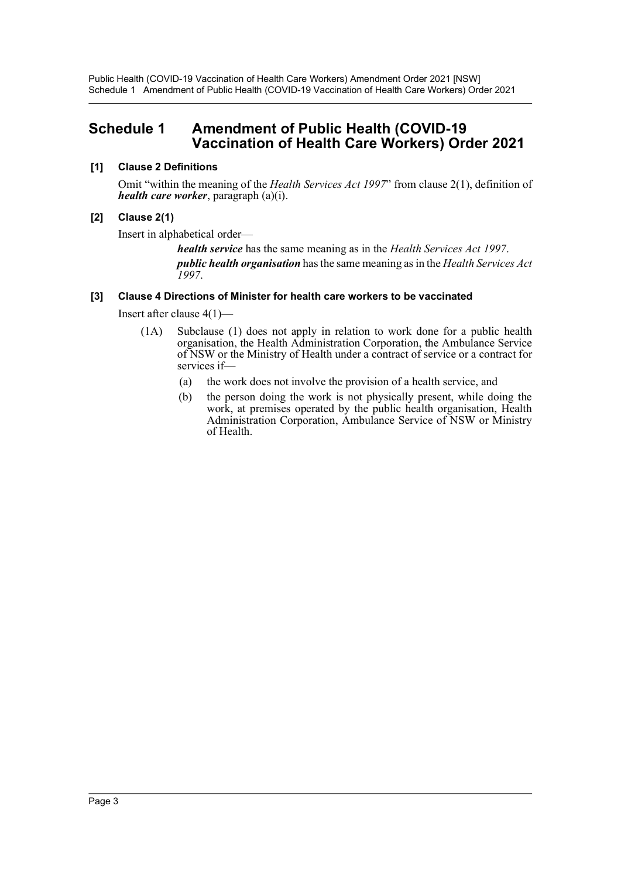# Schedule 1 Amendment of Public Health (COVID-19 Vaccination of Health Care Workers) Order 2021

### [1] Clause 2 Definitions

Omit "within the meaning of the *Health Services Act 1997*" from clause 2(1), definition of ***health care worker***, paragraph (a)(i).

### [2] Clause 2(1)

Insert in alphabetical order—

> ***health service*** has the same meaning as in the *Health Services Act 1997*.
>
> ***public health organisation*** has the same meaning as in the *Health Services Act 1997*.

### [3] Clause 4 Directions of Minister for health care workers to be vaccinated

Insert after clause 4(1)—

> (1A) Subclause (1) does not apply in relation to work done for a public health organisation, the Health Administration Corporation, the Ambulance Service of NSW or the Ministry of Health under a contract of service or a contract for services if—
>
> (a) the work does not involve the provision of a health service, and
>
> (b) the person doing the work is not physically present, while doing the work, at premises operated by the public health organisation, Health Administration Corporation, Ambulance Service of NSW or Ministry of Health.